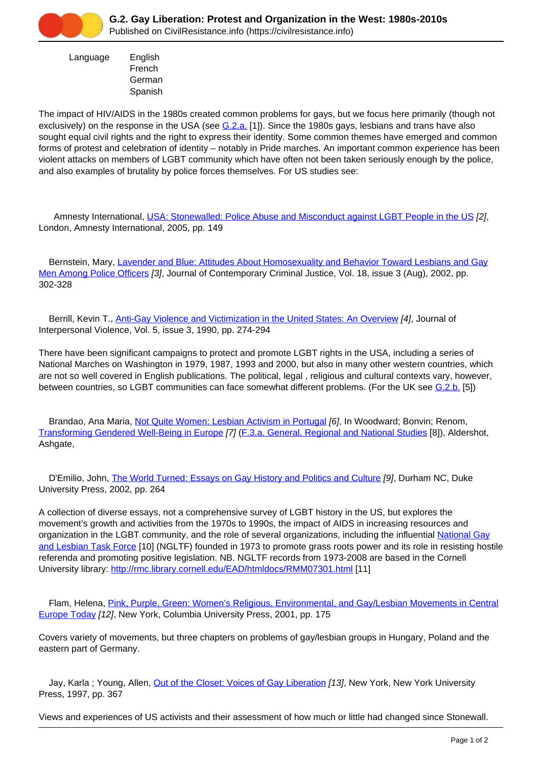# G.2. Gay Liberation: Protest and Organization in the West: 1980s-2010s

Published on CivilResistance.info (https://civilresistance.info)

Language English
French
German
Spanish

The impact of HIV/AIDS in the 1980s created common problems for gays, but we focus here primarily (though not exclusively) on the response in the USA (see G.2.a. [1]). Since the 1980s gays, lesbians and trans have also sought equal civil rights and the right to express their identity. Some common themes have emerged and common forms of protest and celebration of identity – notably in Pride marches. An important common experience has been violent attacks on members of LGBT community which have often not been taken seriously enough by the police, and also examples of brutality by police forces themselves. For US studies see:

Amnesty International, USA: Stonewalled: Police Abuse and Misconduct against LGBT People in the US *[2]*, London, Amnesty International, 2005, pp. 149

Bernstein, Mary, Lavender and Blue: Attitudes About Homosexuality and Behavior Toward Lesbians and Gay Men Among Police Officers *[3]*, Journal of Contemporary Criminal Justice, Vol. 18, issue 3 (Aug), 2002, pp. 302-328

Berrill, Kevin T., Anti-Gay Violence and Victimization in the United States: An Overview *[4]*, Journal of Interpersonal Violence, Vol. 5, issue 3, 1990, pp. 274-294

There have been significant campaigns to protect and promote LGBT rights in the USA, including a series of National Marches on Washington in 1979, 1987, 1993 and 2000, but also in many other western countries, which are not so well covered in English publications. The political, legal , religious and cultural contexts vary, however, between countries, so LGBT communities can face somewhat different problems. (For the UK see G.2.b. [5])

Brandao, Ana Maria, Not Quite Women: Lesbian Activism in Portugal *[6]*, In Woodward; Bonvin; Renom, Transforming Gendered Well-Being in Europe *[7]* (F.3.a. General, Regional and National Studies [8]), Aldershot, Ashgate,

D'Emilio, John, The World Turned: Essays on Gay History and Politics and Culture *[9]*, Durham NC, Duke University Press, 2002, pp. 264

A collection of diverse essays, not a comprehensive survey of LGBT history in the US, but explores the movement's growth and activities from the 1970s to 1990s, the impact of AIDS in increasing resources and organization in the LGBT community, and the role of several organizations, including the influential National Gay and Lesbian Task Force [10] (NGLTF) founded in 1973 to promote grass roots power and its role in resisting hostile referenda and promoting positive legislation. NB. NGLTF records from 1973-2008 are based in the Cornell University library: http://rmc.library.cornell.edu/EAD/htmldocs/RMM07301.html [11]

Flam, Helena, Pink, Purple, Green: Women's Religious, Environmental, and Gay/Lesbian Movements in Central Europe Today *[12]*, New York, Columbia University Press, 2001, pp. 175

Covers variety of movements, but three chapters on problems of gay/lesbian groups in Hungary, Poland and the eastern part of Germany.

Jay, Karla ; Young, Allen, Out of the Closet: Voices of Gay Liberation *[13]*, New York, New York University Press, 1997, pp. 367

Views and experiences of US activists and their assessment of how much or little had changed since Stonewall.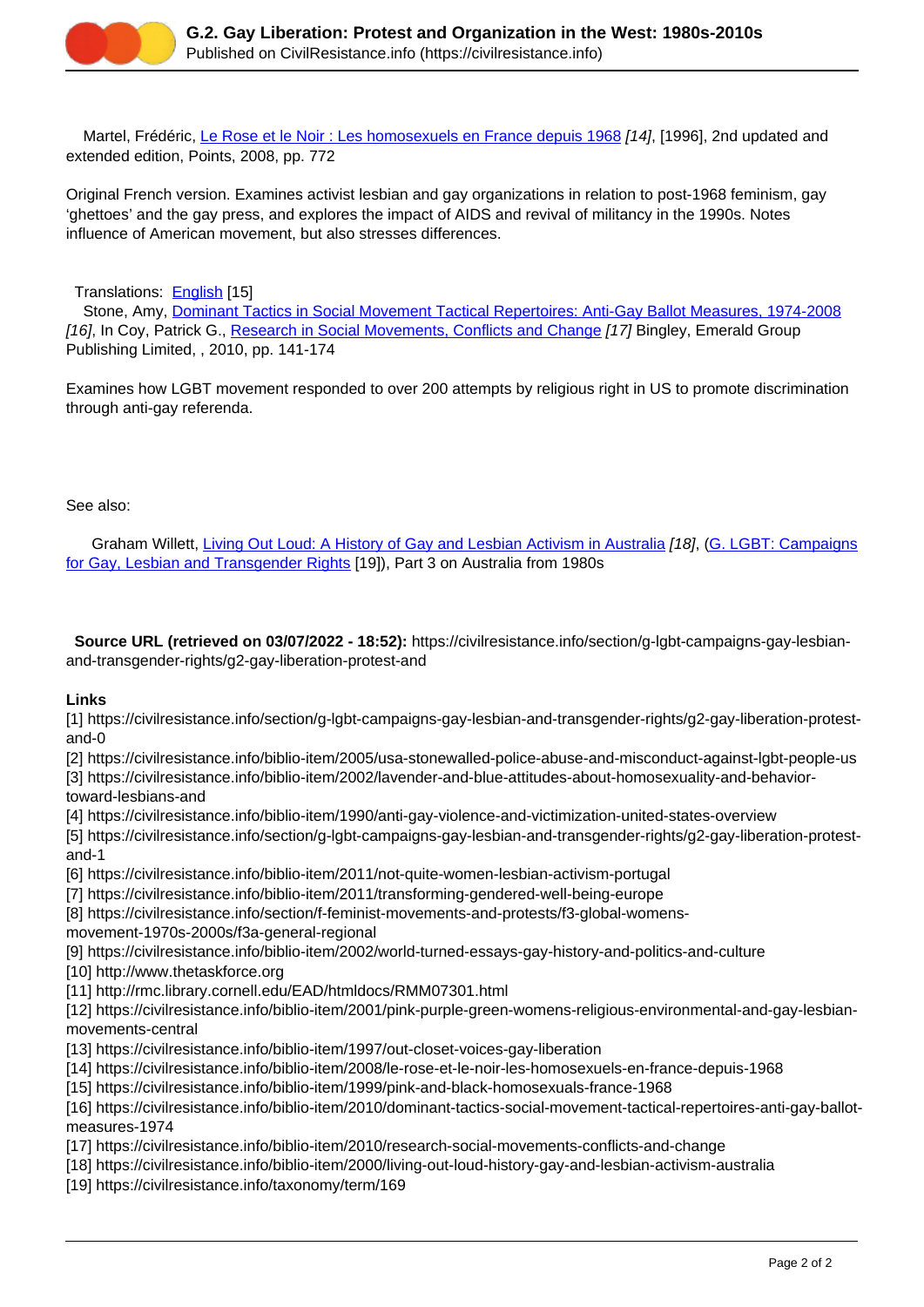Martel, Frédéric, Le Rose et le Noir : Les homosexuels en France depuis 1968 [14], [1996], 2nd updated and extended edition, Points, 2008, pp. 772

Original French version. Examines activist lesbian and gay organizations in relation to post-1968 feminism, gay 'ghettoes' and the gay press, and explores the impact of AIDS and revival of militancy in the 1990s. Notes influence of American movement, but also stresses differences.

Translations: English [15]

Stone, Amy, Dominant Tactics in Social Movement Tactical Repertoires: Anti-Gay Ballot Measures, 1974-2008 [16], In Coy, Patrick G., Research in Social Movements, Conflicts and Change [17] Bingley, Emerald Group Publishing Limited, , 2010, pp. 141-174

Examines how LGBT movement responded to over 200 attempts by religious right in US to promote discrimination through anti-gay referenda.

See also:

Graham Willett, Living Out Loud: A History of Gay and Lesbian Activism in Australia [18], (G. LGBT: Campaigns for Gay, Lesbian and Transgender Rights [19]), Part 3 on Australia from 1980s

**Source URL (retrieved on 03/07/2022 - 18:52):** https://civilresistance.info/section/g-lgbt-campaigns-gay-lesbian-and-transgender-rights/g2-gay-liberation-protest-and

**Links**

[1] https://civilresistance.info/section/g-lgbt-campaigns-gay-lesbian-and-transgender-rights/g2-gay-liberation-protest-and-0
[2] https://civilresistance.info/biblio-item/2005/usa-stonewalled-police-abuse-and-misconduct-against-lgbt-people-us
[3] https://civilresistance.info/biblio-item/2002/lavender-and-blue-attitudes-about-homosexuality-and-behavior-toward-lesbians-and
[4] https://civilresistance.info/biblio-item/1990/anti-gay-violence-and-victimization-united-states-overview
[5] https://civilresistance.info/section/g-lgbt-campaigns-gay-lesbian-and-transgender-rights/g2-gay-liberation-protest-and-1
[6] https://civilresistance.info/biblio-item/2011/not-quite-women-lesbian-activism-portugal
[7] https://civilresistance.info/biblio-item/2011/transforming-gendered-well-being-europe
[8] https://civilresistance.info/section/f-feminist-movements-and-protests/f3-global-womens-movement-1970s-2000s/f3a-general-regional
[9] https://civilresistance.info/biblio-item/2002/world-turned-essays-gay-history-and-politics-and-culture
[10] http://www.thetaskforce.org
[11] http://rmc.library.cornell.edu/EAD/htmldocs/RMM07301.html
[12] https://civilresistance.info/biblio-item/2001/pink-purple-green-womens-religious-environmental-and-gay-lesbian-movements-central
[13] https://civilresistance.info/biblio-item/1997/out-closet-voices-gay-liberation
[14] https://civilresistance.info/biblio-item/2008/le-rose-et-le-noir-les-homosexuels-en-france-depuis-1968
[15] https://civilresistance.info/biblio-item/1999/pink-and-black-homosexuals-france-1968
[16] https://civilresistance.info/biblio-item/2010/dominant-tactics-social-movement-tactical-repertoires-anti-gay-ballot-measures-1974
[17] https://civilresistance.info/biblio-item/2010/research-social-movements-conflicts-and-change
[18] https://civilresistance.info/biblio-item/2000/living-out-loud-history-gay-and-lesbian-activism-australia
[19] https://civilresistance.info/taxonomy/term/169